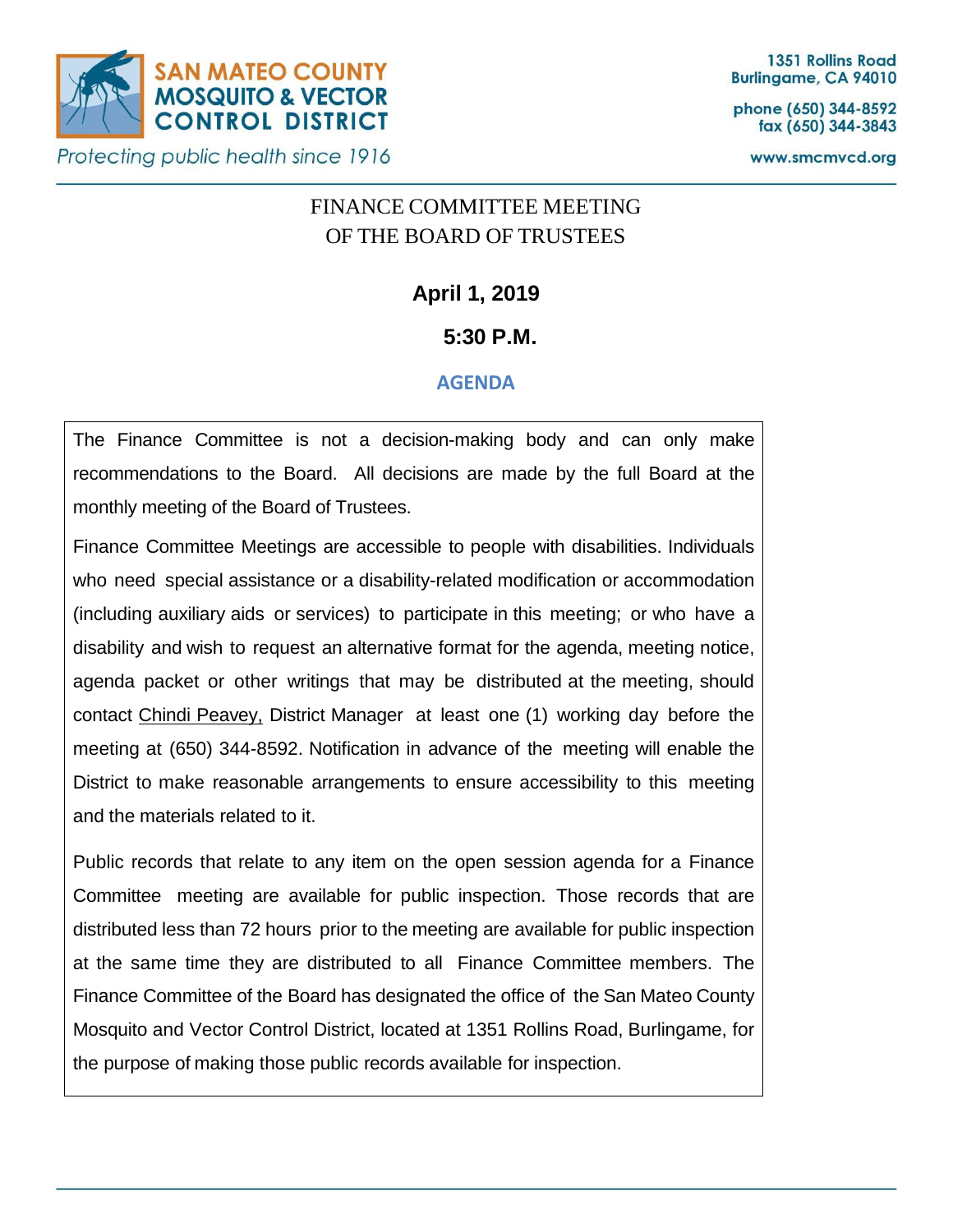**SAN MATEO COUNTY MOSQUITO & VECTOR CONTROL DISTRICT**

*Protecting public health since 1916*

1351 Rollins Road
Burlingame, CA 94010

phone (650) 344-8592
fax (650) 344-3843

www.smcmvcd.org

# FINANCE COMMITTEE MEETING OF THE BOARD OF TRUSTEES

**April 1, 2019**

**5:30 P.M.**

## AGENDA

The Finance Committee is not a decision-making body and can only make recommendations to the Board. All decisions are made by the full Board at the monthly meeting of the Board of Trustees.

Finance Committee Meetings are accessible to people with disabilities. Individuals who need special assistance or a disability-related modification or accommodation (including auxiliary aids or services) to participate in this meeting; or who have a disability and wish to request an alternative format for the agenda, meeting notice, agenda packet or other writings that may be distributed at the meeting, should contact Chindi Peavey, District Manager at least one (1) working day before the meeting at (650) 344-8592. Notification in advance of the meeting will enable the District to make reasonable arrangements to ensure accessibility to this meeting and the materials related to it.

Public records that relate to any item on the open session agenda for a Finance Committee meeting are available for public inspection. Those records that are distributed less than 72 hours prior to the meeting are available for public inspection at the same time they are distributed to all Finance Committee members. The Finance Committee of the Board has designated the office of the San Mateo County Mosquito and Vector Control District, located at 1351 Rollins Road, Burlingame, for the purpose of making those public records available for inspection.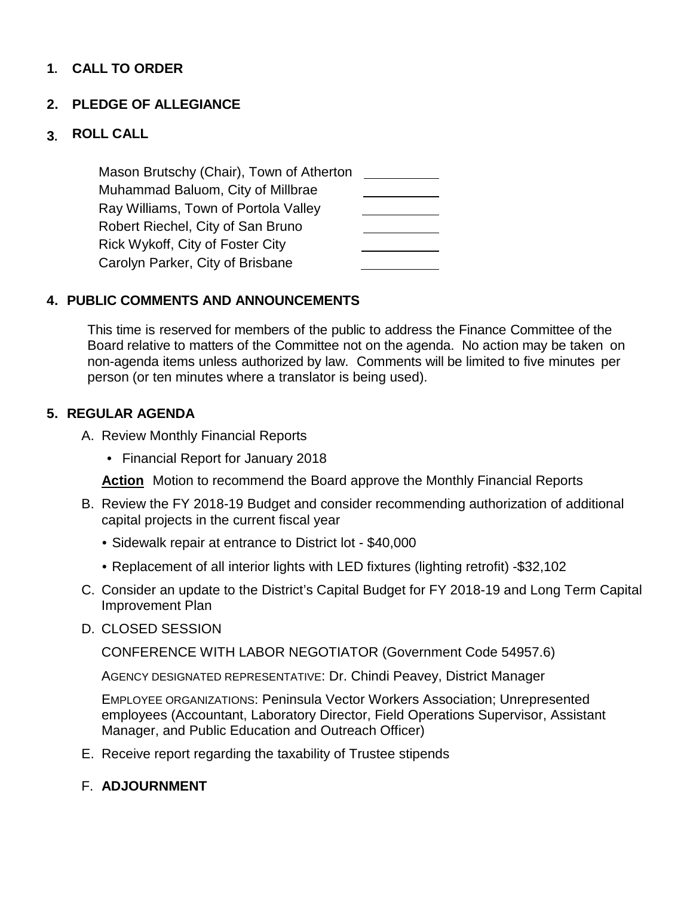1. **CALL TO ORDER**

2. **PLEDGE OF ALLEGIANCE**

3. **ROLL CALL**

| | |
|---|---|
| Mason Brutschy (Chair), Town of Atherton | ______ |
| Muhammad Baluom, City of Millbrae | ______ |
| Ray Williams, Town of Portola Valley | ______ |
| Robert Riechel, City of San Bruno | ______ |
| Rick Wykoff, City of Foster City | ______ |
| Carolyn Parker, City of Brisbane | ______ |

4. **PUBLIC COMMENTS AND ANNOUNCEMENTS**

   This time is reserved for members of the public to address the Finance Committee of the Board relative to matters of the Committee not on the agenda. No action may be taken on non-agenda items unless authorized by law. Comments will be limited to five minutes per person (or ten minutes where a translator is being used).

5. **REGULAR AGENDA**

   A. Review Monthly Financial Reports

      - Financial Report for January 2018

      **Action** Motion to recommend the Board approve the Monthly Financial Reports

   B. Review the FY 2018-19 Budget and consider recommending authorization of additional capital projects in the current fiscal year

      - Sidewalk repair at entrance to District lot - $40,000
      - Replacement of all interior lights with LED fixtures (lighting retrofit) -$32,102

   C. Consider an update to the District's Capital Budget for FY 2018-19 and Long Term Capital Improvement Plan

   D. CLOSED SESSION

      CONFERENCE WITH LABOR NEGOTIATOR (Government Code 54957.6)

      AGENCY DESIGNATED REPRESENTATIVE: Dr. Chindi Peavey, District Manager

      EMPLOYEE ORGANIZATIONS: Peninsula Vector Workers Association; Unrepresented employees (Accountant, Laboratory Director, Field Operations Supervisor, Assistant Manager, and Public Education and Outreach Officer)

   E. Receive report regarding the taxability of Trustee stipends

   F. **ADJOURNMENT**